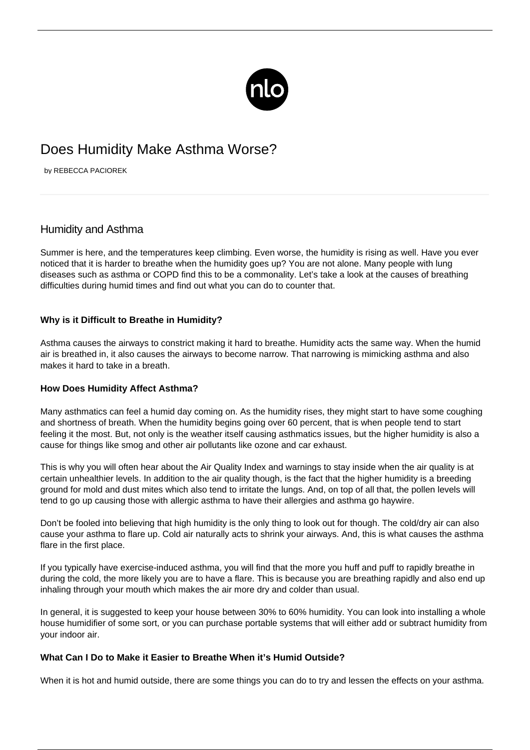# Does Humidity Make Asthma Worse?

by REBECCA PACIOREK

## Humidity and Asthma

Summer is here, and the temperatures keep climbing. Even worse, the humidity is rising as well. Have you ever noticed that it is harder to breathe when the humidity goes up? You are not alone. Many people with lung diseases such as asthma or COPD find this to be a commonality. Let's take a look at the causes of breathing difficulties during humid times and find out what you can do to counter that.

**Why is it Difficult to Breathe in Humidity?**

Asthma causes the airways to constrict making it hard to breathe. Humidity acts the same way. When the humid air is breathed in, it also causes the airways to become narrow. That narrowing is mimicking asthma and also makes it hard to take in a breath.

**How Does Humidity Affect Asthma?**

Many asthmatics can feel a humid day coming on. As the humidity rises, they might start to have some coughing and shortness of breath. When the humidity begins going over 60 percent, that is when people tend to start feeling it the most. But, not only is the weather itself causing asthmatics issues, but the higher humidity is also a cause for things like smog and other air pollutants like ozone and car exhaust.

This is why you will often hear about the Air Quality Index and warnings to stay inside when the air quality is at certain unhealthier levels. In addition to the air quality though, is the fact that the higher humidity is a breeding ground for mold and dust mites which also tend to irritate the lungs. And, on top of all that, the pollen levels will tend to go up causing those with allergic asthma to have their allergies and asthma go haywire.

Don't be fooled into believing that high humidity is the only thing to look out for though. The cold/dry air can also cause your asthma to flare up. Cold air naturally acts to shrink your airways. And, this is what causes the asthma flare in the first place.

If you typically have exercise-induced asthma, you will find that the more you huff and puff to rapidly breathe in during the cold, the more likely you are to have a flare. This is because you are breathing rapidly and also end up inhaling through your mouth which makes the air more dry and colder than usual.

In general, it is suggested to keep your house between 30% to 60% humidity. You can look into installing a whole house humidifier of some sort, or you can purchase portable systems that will either add or subtract humidity from your indoor air.

**What Can I Do to Make it Easier to Breathe When it's Humid Outside?**

When it is hot and humid outside, there are some things you can do to try and lessen the effects on your asthma.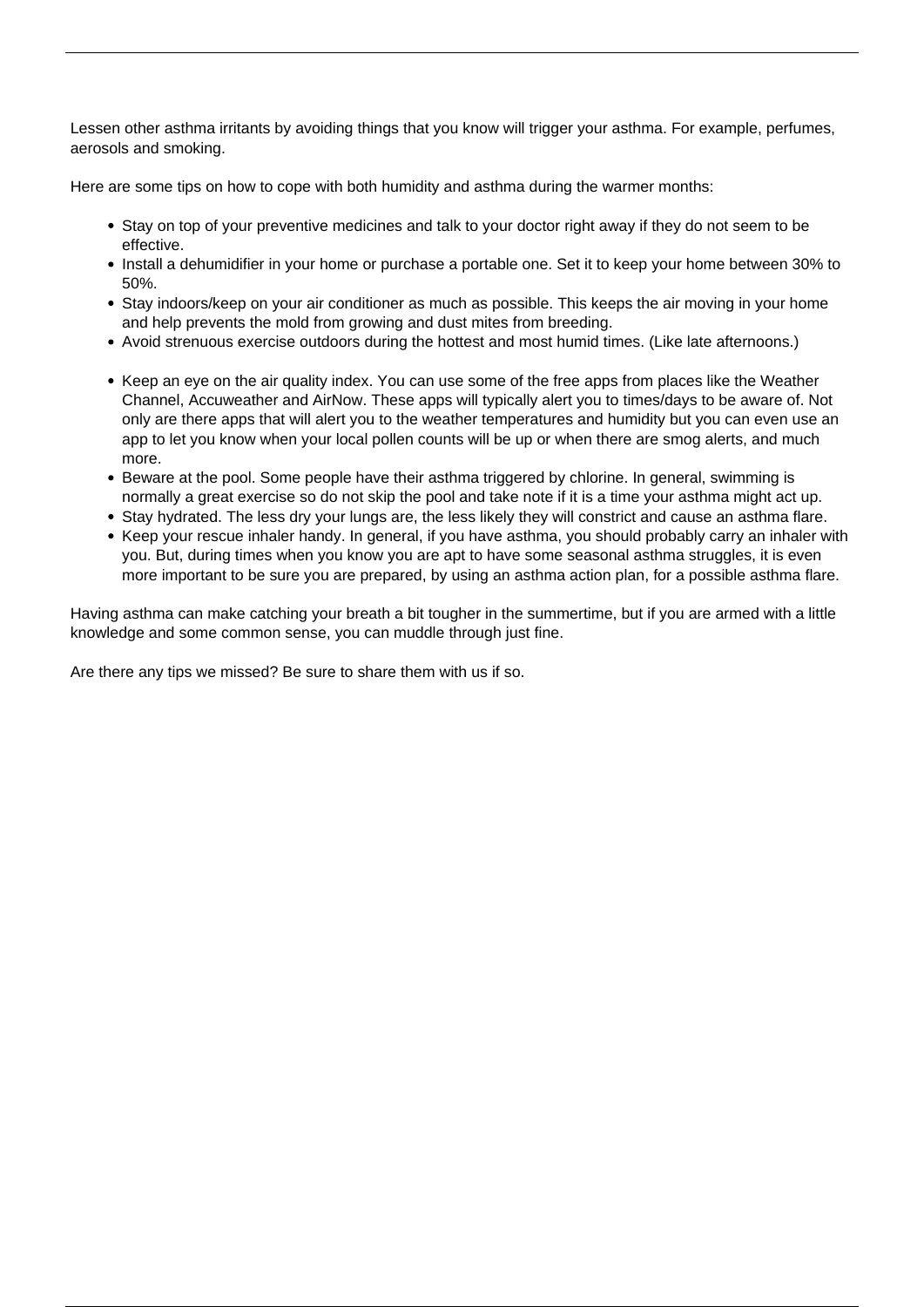Lessen other asthma irritants by avoiding things that you know will trigger your asthma. For example, perfumes, aerosols and smoking.

Here are some tips on how to cope with both humidity and asthma during the warmer months:

- Stay on top of your preventive medicines and talk to your doctor right away if they do not seem to be effective.
- Install a dehumidifier in your home or purchase a portable one. Set it to keep your home between 30% to 50%.
- Stay indoors/keep on your air conditioner as much as possible. This keeps the air moving in your home and help prevents the mold from growing and dust mites from breeding.
- Avoid strenuous exercise outdoors during the hottest and most humid times. (Like late afternoons.)

- Keep an eye on the air quality index. You can use some of the free apps from places like the Weather Channel, Accuweather and AirNow. These apps will typically alert you to times/days to be aware of. Not only are there apps that will alert you to the weather temperatures and humidity but you can even use an app to let you know when your local pollen counts will be up or when there are smog alerts, and much more.
- Beware at the pool. Some people have their asthma triggered by chlorine. In general, swimming is normally a great exercise so do not skip the pool and take note if it is a time your asthma might act up.
- Stay hydrated. The less dry your lungs are, the less likely they will constrict and cause an asthma flare.
- Keep your rescue inhaler handy. In general, if you have asthma, you should probably carry an inhaler with you. But, during times when you know you are apt to have some seasonal asthma struggles, it is even more important to be sure you are prepared, by using an asthma action plan, for a possible asthma flare.

Having asthma can make catching your breath a bit tougher in the summertime, but if you are armed with a little knowledge and some common sense, you can muddle through just fine.

Are there any tips we missed? Be sure to share them with us if so.